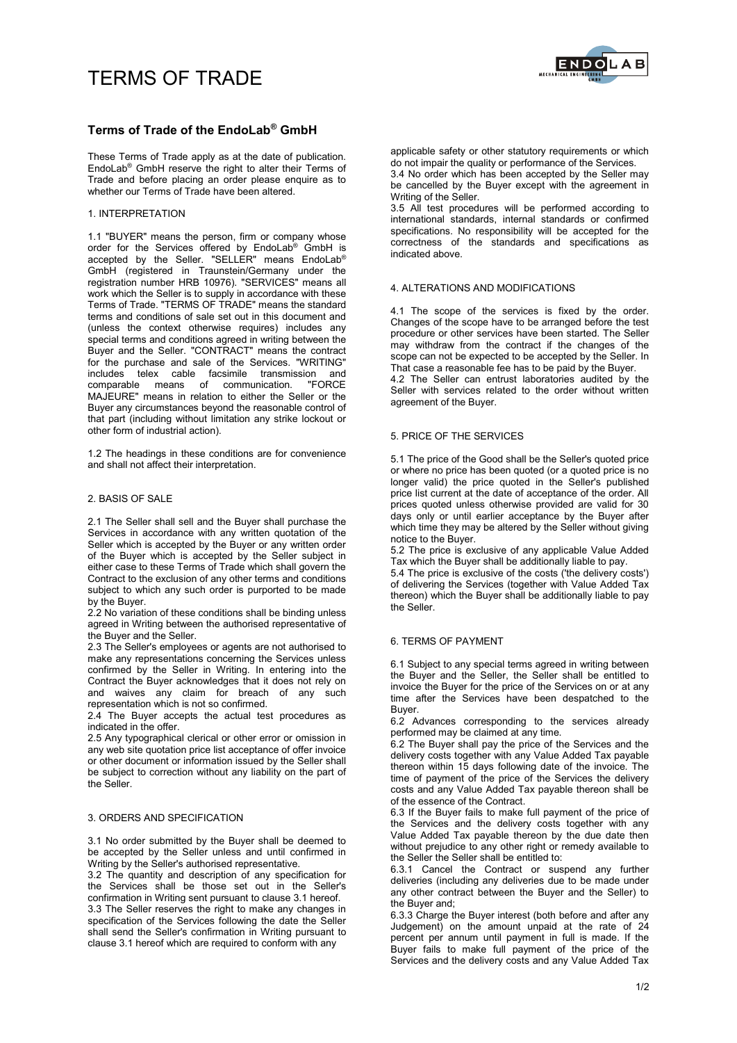# TERMS OF TRADE

## Terms of Trade of the EndoLab® GmbH

These Terms of Trade apply as at the date of publication. EndoLab® GmbH reserve the right to alter their Terms of Trade and before placing an order please enquire as to whether our Terms of Trade have been altered.

### 1. INTERPRETATION

1.1 "BUYER" means the person, firm or company whose order for the Services offered by EndoLab® GmbH is accepted by the Seller. "SELLER" means EndoLab® GmbH (registered in Traunstein/Germany under the registration number HRB 10976). "SERVICES" means all work which the Seller is to supply in accordance with these Terms of Trade. "TERMS OF TRADE" means the standard terms and conditions of sale set out in this document and (unless the context otherwise requires) includes any special terms and conditions agreed in writing between the Buyer and the Seller. "CONTRACT" means the contract for the purchase and sale of the Services. "WRITING" includes telex cable facsimile transmission and comparable means of communication. "FORCE MAJEURE" means in relation to either the Seller or the Buyer any circumstances beyond the reasonable control of that part (including without limitation any strike lockout or other form of industrial action).

1.2 The headings in these conditions are for convenience and shall not affect their interpretation.

### 2. BASIS OF SALE

2.1 The Seller shall sell and the Buyer shall purchase the Services in accordance with any written quotation of the Seller which is accepted by the Buyer or any written order of the Buyer which is accepted by the Seller subject in either case to these Terms of Trade which shall govern the Contract to the exclusion of any other terms and conditions subject to which any such order is purported to be made by the Buyer.

2.2 No variation of these conditions shall be binding unless agreed in Writing between the authorised representative of the Buyer and the Seller.

2.3 The Seller's employees or agents are not authorised to make any representations concerning the Services unless confirmed by the Seller in Writing. In entering into the Contract the Buyer acknowledges that it does not rely on and waives any claim for breach of any such representation which is not so confirmed.

2.4 The Buyer accepts the actual test procedures as indicated in the offer.

2.5 Any typographical clerical or other error or omission in any web site quotation price list acceptance of offer invoice or other document or information issued by the Seller shall be subject to correction without any liability on the part of the Seller.

### 3. ORDERS AND SPECIFICATION

3.1 No order submitted by the Buyer shall be deemed to be accepted by the Seller unless and until confirmed in Writing by the Seller's authorised representative.

3.2 The quantity and description of any specification for the Services shall be those set out in the Seller's confirmation in Writing sent pursuant to clause 3.1 hereof.

3.3 The Seller reserves the right to make any changes in specification of the Services following the date the Seller shall send the Seller's confirmation in Writing pursuant to clause 3.1 hereof which are required to conform with any applicable safety or other statutory requirements or which do not impair the quality or performance of the Services.

3.4 No order which has been accepted by the Seller may be cancelled by the Buyer except with the agreement in Writing of the Seller.

3.5 All test procedures will be performed according to international standards, internal standards or confirmed specifications. No responsibility will be accepted for the correctness of the standards and specifications as indicated above.

### 4. ALTERATIONS AND MODIFICATIONS

4.1 The scope of the services is fixed by the order. Changes of the scope have to be arranged before the test procedure or other services have been started. The Seller may withdraw from the contract if the changes of the scope can not be expected to be accepted by the Seller. In That case a reasonable fee has to be paid by the Buyer.

4.2 The Seller can entrust laboratories audited by the Seller with services related to the order without written agreement of the Buyer.

### 5. PRICE OF THE SERVICES

5.1 The price of the Good shall be the Seller's quoted price or where no price has been quoted (or a quoted price is no longer valid) the price quoted in the Seller's published price list current at the date of acceptance of the order. All prices quoted unless otherwise provided are valid for 30 days only or until earlier acceptance by the Buyer after which time they may be altered by the Seller without giving notice to the Buyer.

5.2 The price is exclusive of any applicable Value Added Tax which the Buyer shall be additionally liable to pay.

5.4 The price is exclusive of the costs ('the delivery costs') of delivering the Services (together with Value Added Tax thereon) which the Buyer shall be additionally liable to pay the Seller.

### 6. TERMS OF PAYMENT

6.1 Subject to any special terms agreed in writing between the Buyer and the Seller, the Seller shall be entitled to invoice the Buyer for the price of the Services on or at any time after the Services have been despatched to the Buyer.

6.2 Advances corresponding to the services already performed may be claimed at any time.

6.2 The Buyer shall pay the price of the Services and the delivery costs together with any Value Added Tax payable thereon within 15 days following date of the invoice. The time of payment of the price of the Services the delivery costs and any Value Added Tax payable thereon shall be of the essence of the Contract.

6.3 If the Buyer fails to make full payment of the price of the Services and the delivery costs together with any Value Added Tax payable thereon by the due date then without prejudice to any other right or remedy available to the Seller the Seller shall be entitled to:

6.3.1 Cancel the Contract or suspend any further deliveries (including any deliveries due to be made under any other contract between the Buyer and the Seller) to the Buyer and;

6.3.3 Charge the Buyer interest (both before and after any Judgement) on the amount unpaid at the rate of 24 percent per annum until payment in full is made. If the Buyer fails to make full payment of the price of the Services and the delivery costs and any Value Added Tax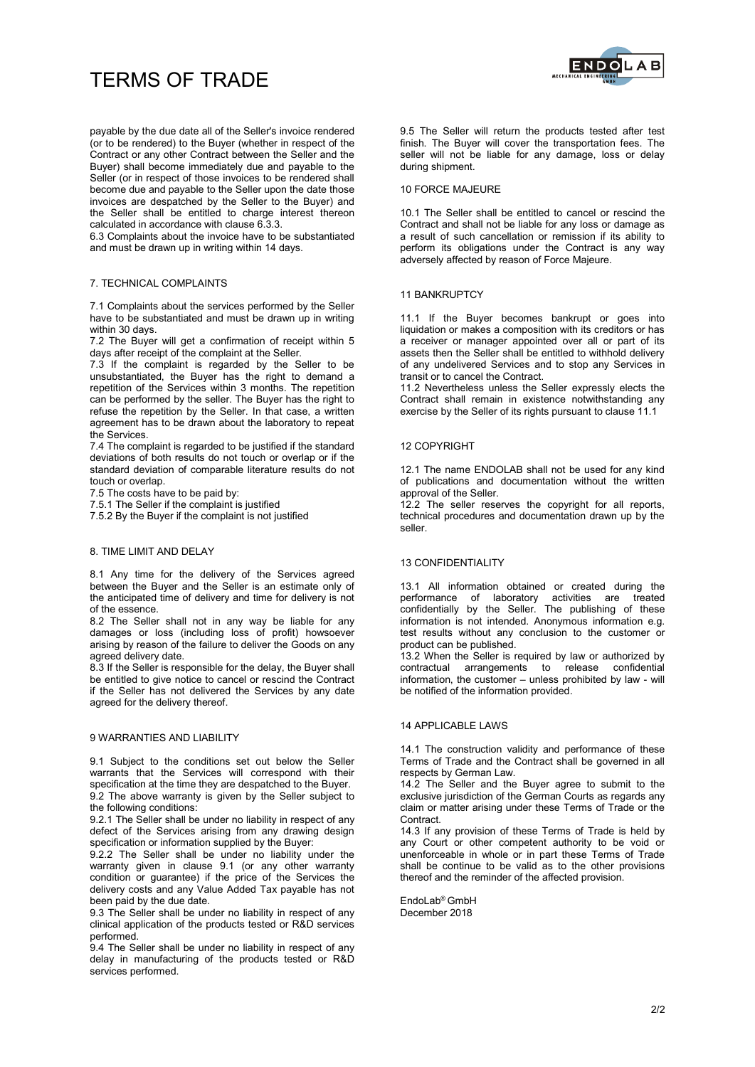payable by the due date all of the Seller's invoice rendered (or to be rendered) to the Buyer (whether in respect of the Contract or any other Contract between the Seller and the Buyer) shall become immediately due and payable to the Seller (or in respect of those invoices to be rendered shall become due and payable to the Seller upon the date those invoices are despatched by the Seller to the Buyer) and the Seller shall be entitled to charge interest thereon calculated in accordance with clause 6.3.3.

6.3 Complaints about the invoice have to be substantiated and must be drawn up in writing within 14 days.

## 7. TECHNICAL COMPLAINTS

7.1 Complaints about the services performed by the Seller have to be substantiated and must be drawn up in writing within 30 days.

7.2 The Buyer will get a confirmation of receipt within 5 days after receipt of the complaint at the Seller.

7.3 If the complaint is regarded by the Seller to be unsubstantiated, the Buyer has the right to demand a repetition of the Services within 3 months. The repetition can be performed by the seller. The Buyer has the right to refuse the repetition by the Seller. In that case, a written agreement has to be drawn about the laboratory to repeat the Services.

7.4 The complaint is regarded to be justified if the standard deviations of both results do not touch or overlap or if the standard deviation of comparable literature results do not touch or overlap.

7.5 The costs have to be paid by:

7.5.1 The Seller if the complaint is justified

7.5.2 By the Buyer if the complaint is not justified

## 8. TIME LIMIT AND DELAY

8.1 Any time for the delivery of the Services agreed between the Buyer and the Seller is an estimate only of the anticipated time of delivery and time for delivery is not of the essence.

8.2 The Seller shall not in any way be liable for any damages or loss (including loss of profit) howsoever arising by reason of the failure to deliver the Goods on any agreed delivery date.

8.3 If the Seller is responsible for the delay, the Buyer shall be entitled to give notice to cancel or rescind the Contract if the Seller has not delivered the Services by any date agreed for the delivery thereof.

## 9 WARRANTIES AND LIABILITY

9.1 Subject to the conditions set out below the Seller warrants that the Services will correspond with their specification at the time they are despatched to the Buyer.

9.2 The above warranty is given by the Seller subject to the following conditions:

9.2.1 The Seller shall be under no liability in respect of any defect of the Services arising from any drawing design specification or information supplied by the Buyer:

9.2.2 The Seller shall be under no liability under the warranty given in clause 9.1 (or any other warranty condition or guarantee) if the price of the Services the delivery costs and any Value Added Tax payable has not been paid by the due date.

9.3 The Seller shall be under no liability in respect of any clinical application of the products tested or R&D services performed.

9.4 The Seller shall be under no liability in respect of any delay in manufacturing of the products tested or R&D services performed.

9.5 The Seller will return the products tested after test finish. The Buyer will cover the transportation fees. The seller will not be liable for any damage, loss or delay during shipment.

## 10 FORCE MAJEURE

10.1 The Seller shall be entitled to cancel or rescind the Contract and shall not be liable for any loss or damage as a result of such cancellation or remission if its ability to perform its obligations under the Contract is any way adversely affected by reason of Force Majeure.

## 11 BANKRUPTCY

11.1 If the Buyer becomes bankrupt or goes into liquidation or makes a composition with its creditors or has a receiver or manager appointed over all or part of its assets then the Seller shall be entitled to withhold delivery of any undelivered Services and to stop any Services in transit or to cancel the Contract.

11.2 Nevertheless unless the Seller expressly elects the Contract shall remain in existence notwithstanding any exercise by the Seller of its rights pursuant to clause 11.1

## 12 COPYRIGHT

12.1 The name ENDOLAB shall not be used for any kind of publications and documentation without the written approval of the Seller.

12.2 The seller reserves the copyright for all reports, technical procedures and documentation drawn up by the seller.

## 13 CONFIDENTIALITY

13.1 All information obtained or created during the performance of laboratory activities are treated confidentially by the Seller. The publishing of these information is not intended. Anonymous information e.g. test results without any conclusion to the customer or product can be published.

13.2 When the Seller is required by law or authorized by contractual arrangements to release confidential information, the customer – unless prohibited by law - will be notified of the information provided.

## 14 APPLICABLE LAWS

14.1 The construction validity and performance of these Terms of Trade and the Contract shall be governed in all respects by German Law.

14.2 The Seller and the Buyer agree to submit to the exclusive jurisdiction of the German Courts as regards any claim or matter arising under these Terms of Trade or the Contract.

14.3 If any provision of these Terms of Trade is held by any Court or other competent authority to be void or unenforceable in whole or in part these Terms of Trade shall be continue to be valid as to the other provisions thereof and the reminder of the affected provision.

EndoLab® GmbH
December 2018